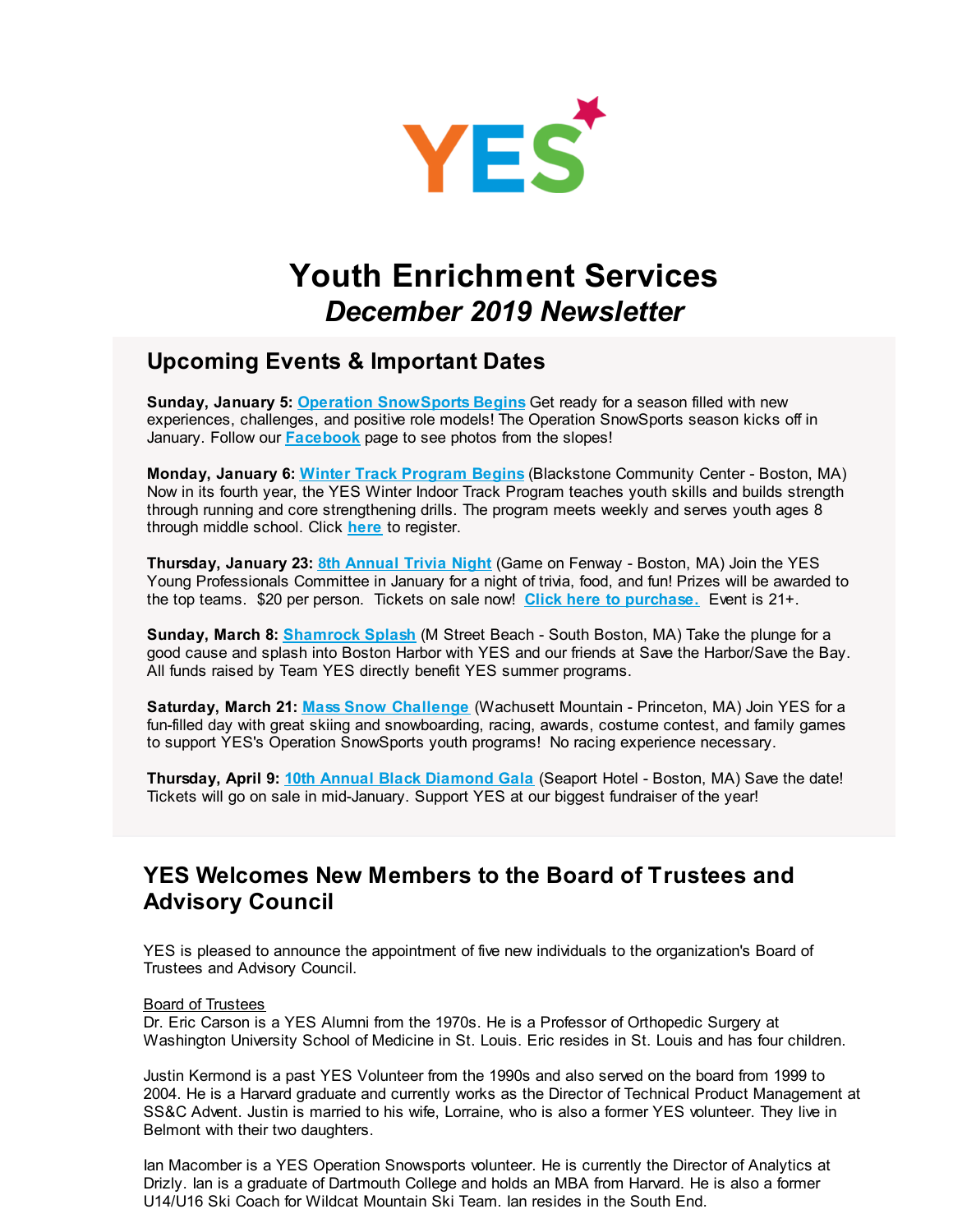YES

# Youth Enrichment Services
## *December 2019 Newsletter*

## Upcoming Events & Important Dates

**Sunday, January 5:** **Operation SnowSports Begins** Get ready for a season filled with new experiences, challenges, and positive role models! The Operation SnowSports season kicks off in January. Follow our **Facebook** page to see photos from the slopes!

**Monday, January 6:** **Winter Track Program Begins** (Blackstone Community Center - Boston, MA) Now in its fourth year, the YES Winter Indoor Track Program teaches youth skills and builds strength through running and core strengthening drills. The program meets weekly and serves youth ages 8 through middle school. Click **here** to register.

**Thursday, January 23:** **8th Annual Trivia Night** (Game on Fenway - Boston, MA) Join the YES Young Professionals Committee in January for a night of trivia, food, and fun! Prizes will be awarded to the top teams. $20 per person. Tickets on sale now! **Click here to purchase.** Event is 21+.

**Sunday, March 8:** **Shamrock Splash** (M Street Beach - South Boston, MA) Take the plunge for a good cause and splash into Boston Harbor with YES and our friends at Save the Harbor/Save the Bay. All funds raised by Team YES directly benefit YES summer programs.

**Saturday, March 21:** **Mass Snow Challenge** (Wachusett Mountain - Princeton, MA) Join YES for a fun-filled day with great skiing and snowboarding, racing, awards, costume contest, and family games to support YES's Operation SnowSports youth programs! No racing experience necessary.

**Thursday, April 9:** **10th Annual Black Diamond Gala** (Seaport Hotel - Boston, MA) Save the date! Tickets will go on sale in mid-January. Support YES at our biggest fundraiser of the year!

## YES Welcomes New Members to the Board of Trustees and Advisory Council

YES is pleased to announce the appointment of five new individuals to the organization's Board of Trustees and Advisory Council.

Board of Trustees

Dr. Eric Carson is a YES Alumni from the 1970s. He is a Professor of Orthopedic Surgery at Washington University School of Medicine in St. Louis. Eric resides in St. Louis and has four children.

Justin Kermond is a past YES Volunteer from the 1990s and also served on the board from 1999 to 2004. He is a Harvard graduate and currently works as the Director of Technical Product Management at SS&C Advent. Justin is married to his wife, Lorraine, who is also a former YES volunteer. They live in Belmont with their two daughters.

Ian Macomber is a YES Operation Snowsports volunteer. He is currently the Director of Analytics at Drizly. Ian is a graduate of Dartmouth College and holds an MBA from Harvard. He is also a former U14/U16 Ski Coach for Wildcat Mountain Ski Team. Ian resides in the South End.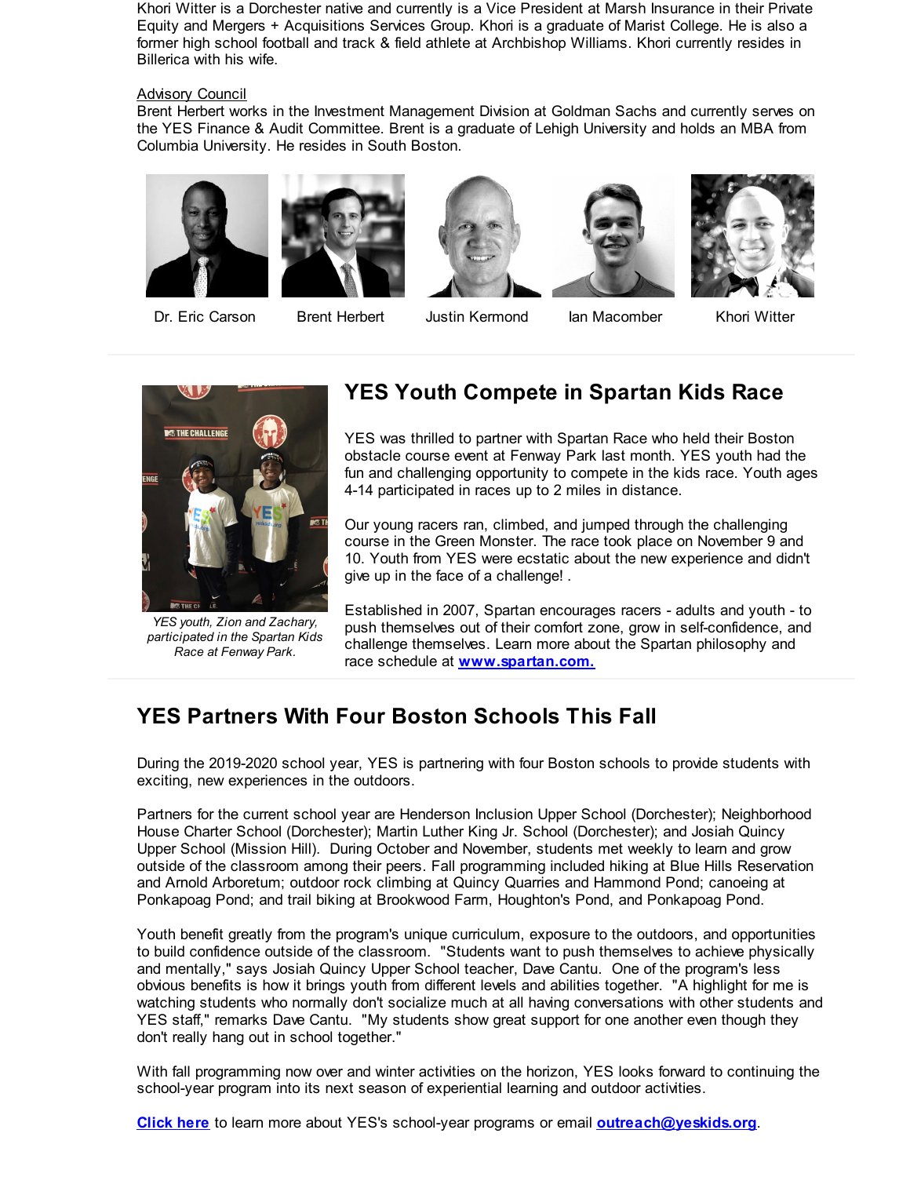Khori Witter is a Dorchester native and currently is a Vice President at Marsh Insurance in their Private Equity and Mergers + Acquisitions Services Group. Khori is a graduate of Marist College. He is also a former high school football and track & field athlete at Archbishop Williams. Khori currently resides in Billerica with his wife.

Advisory Council

Brent Herbert works in the Investment Management Division at Goldman Sachs and currently serves on the YES Finance & Audit Committee. Brent is a graduate of Lehigh University and holds an MBA from Columbia University. He resides in South Boston.

Dr. Eric Carson | Brent Herbert | Justin Kermond | Ian Macomber | Khori Witter

## YES Youth Compete in Spartan Kids Race

*YES youth, Zion and Zachary, participated in the Spartan Kids Race at Fenway Park.*

YES was thrilled to partner with Spartan Race who held their Boston obstacle course event at Fenway Park last month. YES youth had the fun and challenging opportunity to compete in the kids race. Youth ages 4-14 participated in races up to 2 miles in distance.

Our young racers ran, climbed, and jumped through the challenging course in the Green Monster. The race took place on November 9 and 10. Youth from YES were ecstatic about the new experience and didn't give up in the face of a challenge! .

Established in 2007, Spartan encourages racers - adults and youth - to push themselves out of their comfort zone, grow in self-confidence, and challenge themselves. Learn more about the Spartan philosophy and race schedule at **www.spartan.com.**

## YES Partners With Four Boston Schools This Fall

During the 2019-2020 school year, YES is partnering with four Boston schools to provide students with exciting, new experiences in the outdoors.

Partners for the current school year are Henderson Inclusion Upper School (Dorchester); Neighborhood House Charter School (Dorchester); Martin Luther King Jr. School (Dorchester); and Josiah Quincy Upper School (Mission Hill). During October and November, students met weekly to learn and grow outside of the classroom among their peers. Fall programming included hiking at Blue Hills Reservation and Arnold Arboretum; outdoor rock climbing at Quincy Quarries and Hammond Pond; canoeing at Ponkapoag Pond; and trail biking at Brookwood Farm, Houghton's Pond, and Ponkapoag Pond.

Youth benefit greatly from the program's unique curriculum, exposure to the outdoors, and opportunities to build confidence outside of the classroom. "Students want to push themselves to achieve physically and mentally," says Josiah Quincy Upper School teacher, Dave Cantu. One of the program's less obvious benefits is how it brings youth from different levels and abilities together. "A highlight for me is watching students who normally don't socialize much at all having conversations with other students and YES staff," remarks Dave Cantu. "My students show great support for one another even though they don't really hang out in school together."

With fall programming now over and winter activities on the horizon, YES looks forward to continuing the school-year program into its next season of experiential learning and outdoor activities.

**Click here** to learn more about YES's school-year programs or email **outreach@yeskids.org**.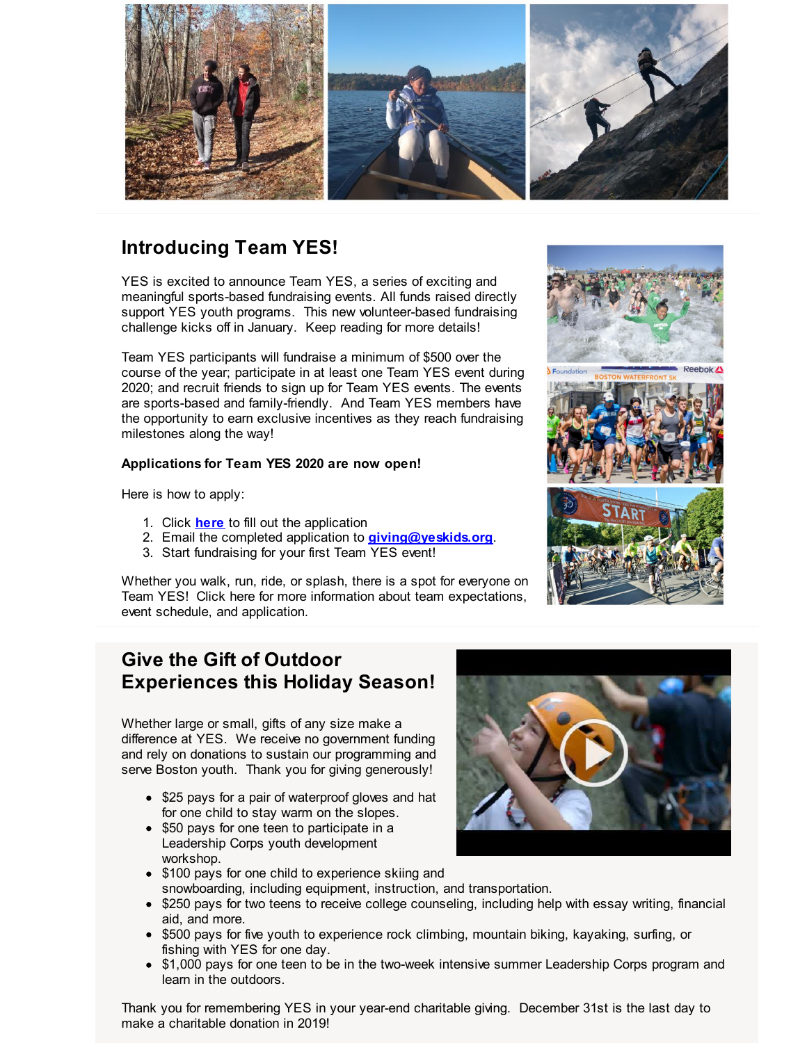## Introducing Team YES!

YES is excited to announce Team YES, a series of exciting and meaningful sports-based fundraising events. All funds raised directly support YES youth programs. This new volunteer-based fundraising challenge kicks off in January. Keep reading for more details!

Team YES participants will fundraise a minimum of $500 over the course of the year; participate in at least one Team YES event during 2020; and recruit friends to sign up for Team YES events. The events are sports-based and family-friendly. And Team YES members have the opportunity to earn exclusive incentives as they reach fundraising milestones along the way!

**Applications for Team YES 2020 are now open!**

Here is how to apply:

1. Click **here** to fill out the application
2. Email the completed application to **giving@yeskids.org**.
3. Start fundraising for your first Team YES event!

Whether you walk, run, ride, or splash, there is a spot for everyone on Team YES! Click here for more information about team expectations, event schedule, and application.

## Give the Gift of Outdoor Experiences this Holiday Season!

Whether large or small, gifts of any size make a difference at YES. We receive no government funding and rely on donations to sustain our programming and serve Boston youth. Thank you for giving generously!

- $25 pays for a pair of waterproof gloves and hat for one child to stay warm on the slopes.
- $50 pays for one teen to participate in a Leadership Corps youth development workshop.
- $100 pays for one child to experience skiing and snowboarding, including equipment, instruction, and transportation.
- $250 pays for two teens to receive college counseling, including help with essay writing, financial aid, and more.
- $500 pays for five youth to experience rock climbing, mountain biking, kayaking, surfing, or fishing with YES for one day.
- $1,000 pays for one teen to be in the two-week intensive summer Leadership Corps program and learn in the outdoors.

Thank you for remembering YES in your year-end charitable giving. December 31st is the last day to make a charitable donation in 2019!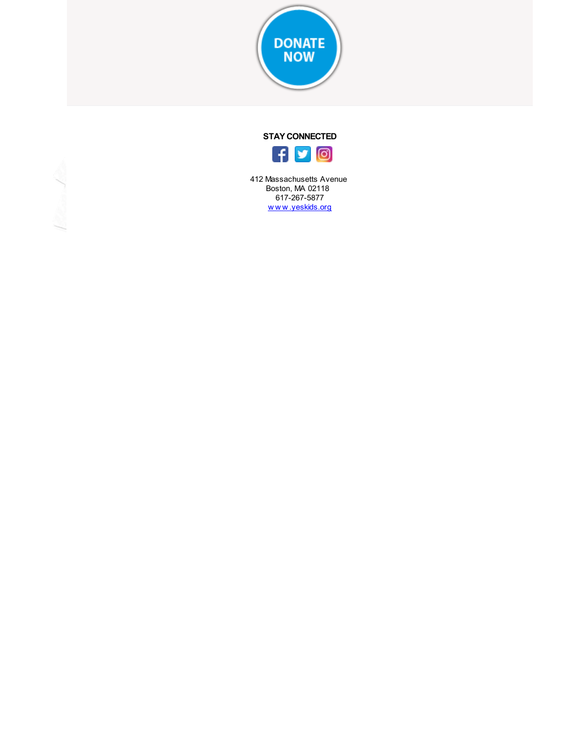DONATE NOW

**STAY CONNECTED**

412 Massachusetts Avenue
Boston, MA 02118
617-267-5877
www.yeskids.org